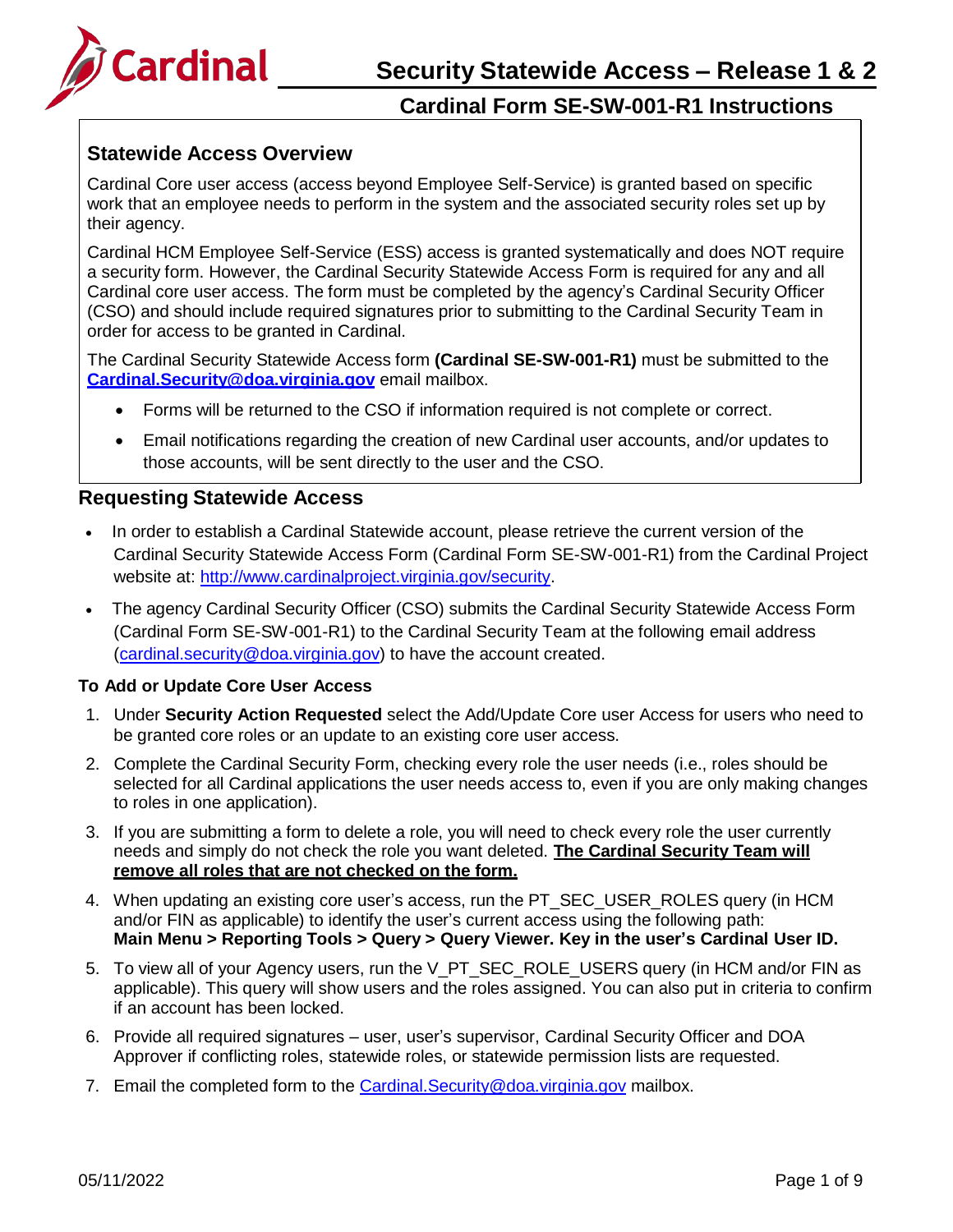# Security Statewide Access – Release 1 & 2

## Cardinal Form SE-SW-001-R1 Instructions

### Statewide Access Overview

Cardinal Core user access (access beyond Employee Self-Service) is granted based on specific work that an employee needs to perform in the system and the associated security roles set up by their agency.

Cardinal HCM Employee Self-Service (ESS) access is granted systematically and does NOT require a security form. However, the Cardinal Security Statewide Access Form is required for any and all Cardinal core user access. The form must be completed by the agency's Cardinal Security Officer (CSO) and should include required signatures prior to submitting to the Cardinal Security Team in order for access to be granted in Cardinal.

The Cardinal Security Statewide Access form **(Cardinal SE-SW-001-R1)** must be submitted to the **Cardinal.Security@doa.virginia.gov** email mailbox.

- Forms will be returned to the CSO if information required is not complete or correct.
- Email notifications regarding the creation of new Cardinal user accounts, and/or updates to those accounts, will be sent directly to the user and the CSO.

### Requesting Statewide Access

- In order to establish a Cardinal Statewide account, please retrieve the current version of the Cardinal Security Statewide Access Form (Cardinal Form SE-SW-001-R1) from the Cardinal Project website at: http://www.cardinalproject.virginia.gov/security.
- The agency Cardinal Security Officer (CSO) submits the Cardinal Security Statewide Access Form (Cardinal Form SE-SW-001-R1) to the Cardinal Security Team at the following email address (cardinal.security@doa.virginia.gov) to have the account created.

#### To Add or Update Core User Access

1. Under **Security Action Requested** select the Add/Update Core user Access for users who need to be granted core roles or an update to an existing core user access.
2. Complete the Cardinal Security Form, checking every role the user needs (i.e., roles should be selected for all Cardinal applications the user needs access to, even if you are only making changes to roles in one application).
3. If you are submitting a form to delete a role, you will need to check every role the user currently needs and simply do not check the role you want deleted. **The Cardinal Security Team will remove all roles that are not checked on the form.**
4. When updating an existing core user's access, run the PT_SEC_USER_ROLES query (in HCM and/or FIN as applicable) to identify the user's current access using the following path: **Main Menu > Reporting Tools > Query > Query Viewer. Key in the user's Cardinal User ID.**
5. To view all of your Agency users, run the V_PT_SEC_ROLE_USERS query (in HCM and/or FIN as applicable). This query will show users and the roles assigned. You can also put in criteria to confirm if an account has been locked.
6. Provide all required signatures – user, user's supervisor, Cardinal Security Officer and DOA Approver if conflicting roles, statewide roles, or statewide permission lists are requested.
7. Email the completed form to the Cardinal.Security@doa.virginia.gov mailbox.

05/11/2022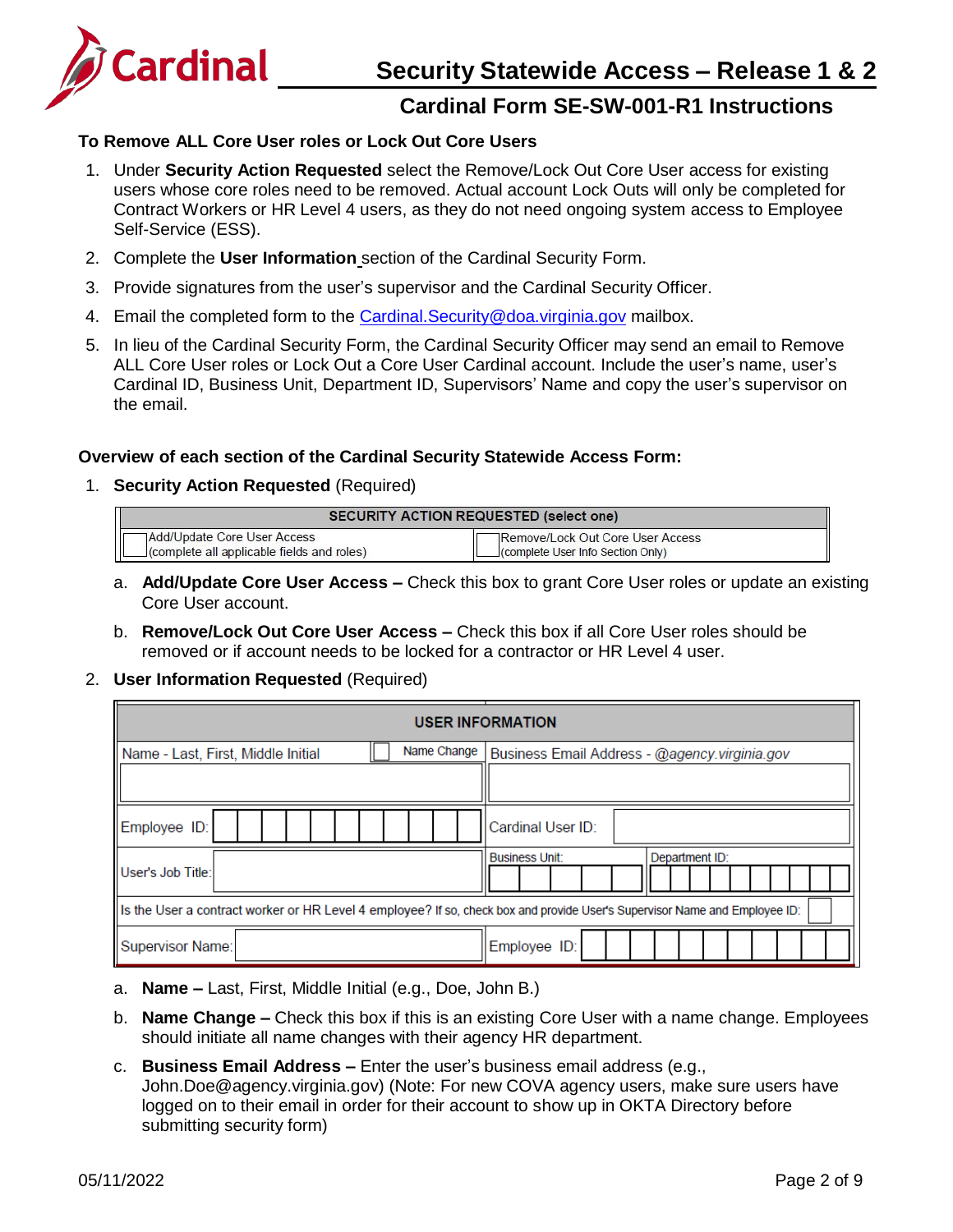### To Remove ALL Core User roles or Lock Out Core Users

1. Under **Security Action Requested** select the Remove/Lock Out Core User access for existing users whose core roles need to be removed. Actual account Lock Outs will only be completed for Contract Workers or HR Level 4 users, as they do not need ongoing system access to Employee Self-Service (ESS).
2. Complete the **User Information** section of the Cardinal Security Form.
3. Provide signatures from the user's supervisor and the Cardinal Security Officer.
4. Email the completed form to the Cardinal.Security@doa.virginia.gov mailbox.
5. In lieu of the Cardinal Security Form, the Cardinal Security Officer may send an email to Remove ALL Core User roles or Lock Out a Core User Cardinal account. Include the user's name, user's Cardinal ID, Business Unit, Department ID, Supervisors' Name and copy the user's supervisor on the email.

### Overview of each section of the Cardinal Security Statewide Access Form:

1. **Security Action Requested** (Required)

| SECURITY ACTION REQUESTED (select one) | |
|---|---|
| ☐ Add/Update Core User Access (complete all applicable fields and roles) | ☐ Remove/Lock Out Core User Access (complete User Info Section Only) |

   a. **Add/Update Core User Access –** Check this box to grant Core User roles or update an existing Core User account.

   b. **Remove/Lock Out Core User Access –** Check this box if all Core User roles should be removed or if account needs to be locked for a contractor or HR Level 4 user.

2. **User Information Requested** (Required)

| USER INFORMATION | |
|---|---|
| Name - Last, First, Middle Initial ☐ Name Change | Business Email Address - *@agency.virginia.gov* |
| Employee ID: | Cardinal User ID: |
| User's Job Title: | Business Unit: / Department ID: |
| Is the User a contract worker or HR Level 4 employee? If so, check box and provide User's Supervisor Name and Employee ID: ☐ | |
| Supervisor Name: | Employee ID: |

   a. **Name –** Last, First, Middle Initial (e.g., Doe, John B.)

   b. **Name Change –** Check this box if this is an existing Core User with a name change. Employees should initiate all name changes with their agency HR department.

   c. **Business Email Address –** Enter the user's business email address (e.g., John.Doe@agency.virginia.gov) (Note: For new COVA agency users, make sure users have logged on to their email in order for their account to show up in OKTA Directory before submitting security form)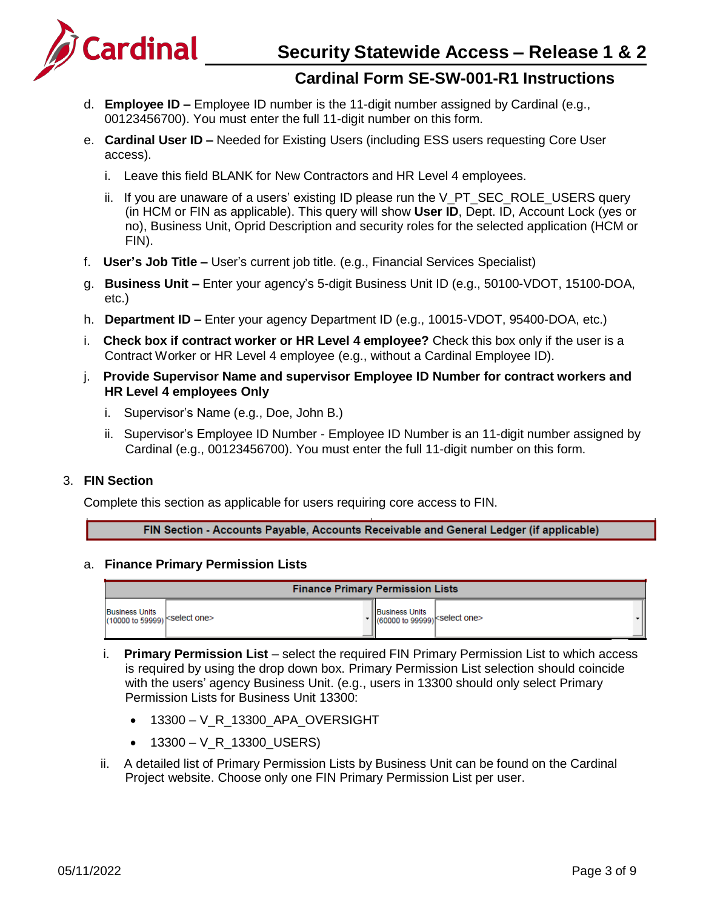d. **Employee ID –** Employee ID number is the 11-digit number assigned by Cardinal (e.g., 00123456700). You must enter the full 11-digit number on this form.

e. **Cardinal User ID –** Needed for Existing Users (including ESS users requesting Core User access).

   i. Leave this field BLANK for New Contractors and HR Level 4 employees.

   ii. If you are unaware of a users' existing ID please run the V_PT_SEC_ROLE_USERS query (in HCM or FIN as applicable). This query will show **User ID**, Dept. ID, Account Lock (yes or no), Business Unit, Oprid Description and security roles for the selected application (HCM or FIN).

f. **User's Job Title –** User's current job title. (e.g., Financial Services Specialist)

g. **Business Unit –** Enter your agency's 5-digit Business Unit ID (e.g., 50100-VDOT, 15100-DOA, etc.)

h. **Department ID –** Enter your agency Department ID (e.g., 10015-VDOT, 95400-DOA, etc.)

i. **Check box if contract worker or HR Level 4 employee?** Check this box only if the user is a Contract Worker or HR Level 4 employee (e.g., without a Cardinal Employee ID).

j. **Provide Supervisor Name and supervisor Employee ID Number for contract workers and HR Level 4 employees Only**

   i. Supervisor's Name (e.g., Doe, John B.)

   ii. Supervisor's Employee ID Number - Employee ID Number is an 11-digit number assigned by Cardinal (e.g., 00123456700). You must enter the full 11-digit number on this form.

3. **FIN Section**

Complete this section as applicable for users requiring core access to FIN.

| FIN Section - Accounts Payable, Accounts Receivable and General Ledger (if applicable) |
|---|

a. **Finance Primary Permission Lists**

| Finance Primary Permission Lists | | | |
|---|---|---|---|
| Business Units (10000 to 59999) | <select one> | Business Units (60000 to 99999) | <select one> |

   i. **Primary Permission List** – select the required FIN Primary Permission List to which access is required by using the drop down box. Primary Permission List selection should coincide with the users' agency Business Unit. (e.g., users in 13300 should only select Primary Permission Lists for Business Unit 13300:

   - 13300 – V_R_13300_APA_OVERSIGHT
   - 13300 – V_R_13300_USERS)

   ii. A detailed list of Primary Permission Lists by Business Unit can be found on the Cardinal Project website. Choose only one FIN Primary Permission List per user.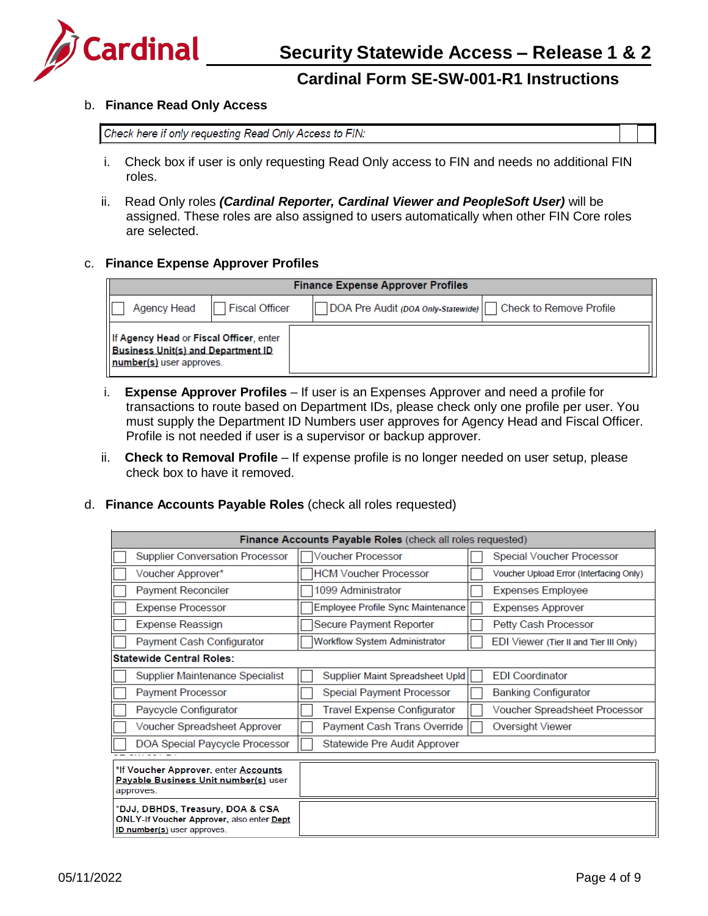b. **Finance Read Only Access**

| Check here if only requesting Read Only Access to FIN: | |
|---|---|

i. Check box if user is only requesting Read Only access to FIN and needs no additional FIN roles.

ii. Read Only roles ***(Cardinal Reporter, Cardinal Viewer and PeopleSoft User)*** will be assigned. These roles are also assigned to users automatically when other FIN Core roles are selected.

c. **Finance Expense Approver Profiles**

| **Finance Expense Approver Profiles** | | | |
|---|---|---|---|
| Agency Head | Fiscal Officer | DOA Pre Audit *(DOA Only-Statewide)* | Check to Remove Profile |
| If **Agency Head** or **Fiscal Officer**, enter **Business Unit(s) and Department ID number(s)** user approves. | | | |

i. **Expense Approver Profiles** – If user is an Expenses Approver and need a profile for transactions to route based on Department IDs, please check only one profile per user. You must supply the Department ID Numbers user approves for Agency Head and Fiscal Officer. Profile is not needed if user is a supervisor or backup approver.

ii. **Check to Removal Profile** – If expense profile is no longer needed on user setup, please check box to have it removed.

d. **Finance Accounts Payable Roles** (check all roles requested)

| **Finance Accounts Payable Roles** (check all roles requested) | | |
|---|---|---|
| Supplier Conversation Processor | Voucher Processor | Special Voucher Processor |
| Voucher Approver* | HCM Voucher Processor | Voucher Upload Error (Interfacing Only) |
| Payment Reconciler | 1099 Administrator | Expenses Employee |
| Expense Processor | Employee Profile Sync Maintenance | Expenses Approver |
| Expense Reassign | Secure Payment Reporter | Petty Cash Processor |
| Payment Cash Configurator | Workflow System Administrator | EDI Viewer (Tier II and Tier III Only) |
| **Statewide Central Roles:** | | |
| Supplier Maintenance Specialist | Supplier Maint Spreadsheet Upld | EDI Coordinator |
| Payment Processor | Special Payment Processor | Banking Configurator |
| Paycycle Configurator | Travel Expense Configurator | Voucher Spreadsheet Processor |
| Voucher Spreadsheet Approver | Payment Cash Trans Override | Oversight Viewer |
| DOA Special Paycycle Processor | Statewide Pre Audit Approver | |

| | |
|---|---|
| *If **Voucher Approver**, enter **Accounts Payable Business Unit number(s)** user approves. | |
| ***DJJ, DBHDS, Treasury, DOA & CSA ONLY**-If **Voucher Approver**, also enter **Dept ID number(s)** user approves. | |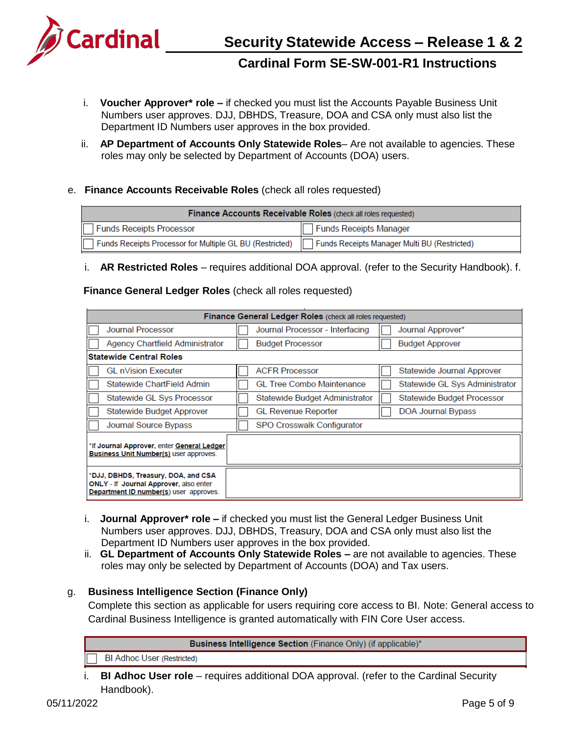i. **Voucher Approver\* role –** if checked you must list the Accounts Payable Business Unit Numbers user approves. DJJ, DBHDS, Treasure, DOA and CSA only must also list the Department ID Numbers user approves in the box provided.

ii. **AP Department of Accounts Only Statewide Roles**– Are not available to agencies. These roles may only be selected by Department of Accounts (DOA) users.

e. **Finance Accounts Receivable Roles** (check all roles requested)

| **Finance Accounts Receivable Roles** (check all roles requested) | |
|---|---|
| ☐ Funds Receipts Processor | ☐ Funds Receipts Manager |
| ☐ Funds Receipts Processor for Multiple GL BU (Restricted) | ☐ Funds Receipts Manager Multi BU (Restricted) |

i. **AR Restricted Roles** – requires additional DOA approval. (refer to the Security Handbook). f.

**Finance General Ledger Roles** (check all roles requested)

| **Finance General Ledger Roles** (check all roles requested) | | |
|---|---|---|
| ☐ Journal Processor | ☐ Journal Processor - Interfacing | ☐ Journal Approver* |
| ☐ Agency Chartfield Administrator | ☐ Budget Processor | ☐ Budget Approver |
| **Statewide Central Roles** | | |
| ☐ GL nVision Executer | ☐ ACFR Processor | ☐ Statewide Journal Approver |
| ☐ Statewide ChartField Admin | ☐ GL Tree Combo Maintenance | ☐ Statewide GL Sys Administrator |
| ☐ Statewide GL Sys Processor | ☐ Statewide Budget Administrator | ☐ Statewide Budget Processor |
| ☐ Statewide Budget Approver | ☐ GL Revenue Reporter | ☐ DOA Journal Bypass |
| ☐ Journal Source Bypass | ☐ SPO Crosswalk Configurator | |
| *If **Journal Approver**, enter **General Ledger Business Unit Number(s)** user approves. | | |
| *DJJ, DBHDS, Treasury, DOA, and CSA ONLY - If **Journal Approver**, also enter **Department ID number(s)** user approves. | | |

i. **Journal Approver\* role –** if checked you must list the General Ledger Business Unit Numbers user approves. DJJ, DBHDS, Treasury, DOA and CSA only must also list the Department ID Numbers user approves in the box provided.

ii. **GL Department of Accounts Only Statewide Roles –** are not available to agencies. These roles may only be selected by Department of Accounts (DOA) and Tax users.

g. **Business Intelligence Section (Finance Only)**

Complete this section as applicable for users requiring core access to BI. Note: General access to Cardinal Business Intelligence is granted automatically with FIN Core User access.

| **Business Intelligence Section** (Finance Only) (if applicable)* |
|---|
| ☐ BI Adhoc User (Restricted) |

i. **BI Adhoc User role** – requires additional DOA approval. (refer to the Cardinal Security Handbook).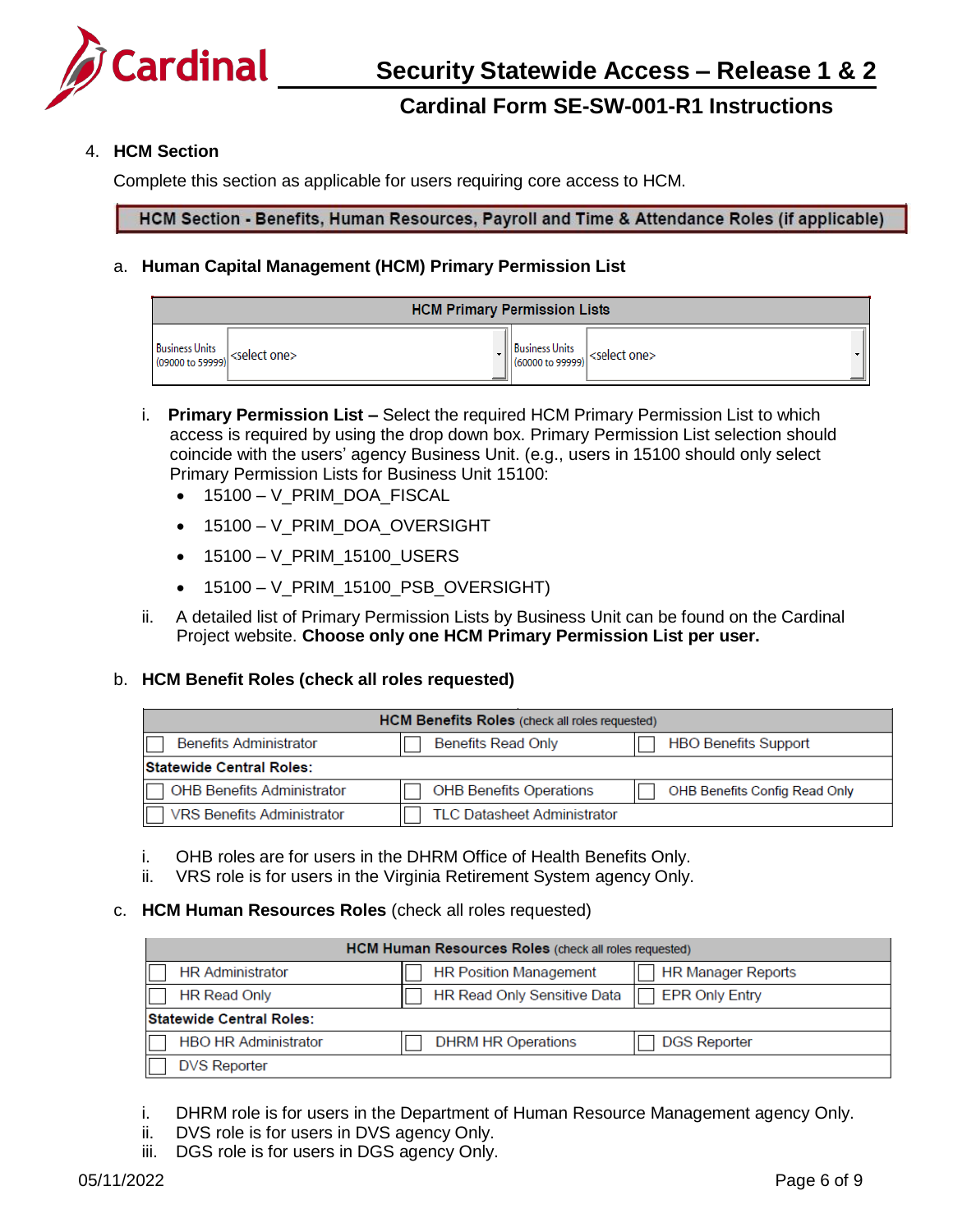4. **HCM Section**

Complete this section as applicable for users requiring core access to HCM.

**HCM Section - Benefits, Human Resources, Payroll and Time & Attendance Roles (if applicable)**

a. **Human Capital Management (HCM) Primary Permission List**

| HCM Primary Permission Lists | | | |
|---|---|---|---|
| Business Units (09000 to 59999) | <select one> | Business Units (60000 to 99999) | <select one> |

i. **Primary Permission List –** Select the required HCM Primary Permission List to which access is required by using the drop down box. Primary Permission List selection should coincide with the users' agency Business Unit. (e.g., users in 15100 should only select Primary Permission Lists for Business Unit 15100:
- 15100 – V_PRIM_DOA_FISCAL
- 15100 – V_PRIM_DOA_OVERSIGHT
- 15100 – V_PRIM_15100_USERS
- 15100 – V_PRIM_15100_PSB_OVERSIGHT)

ii. A detailed list of Primary Permission Lists by Business Unit can be found on the Cardinal Project website. **Choose only one HCM Primary Permission List per user.**

b. **HCM Benefit Roles (check all roles requested)**

| **HCM Benefits Roles** (check all roles requested) | | |
|---|---|---|
| ☐ Benefits Administrator | ☐ Benefits Read Only | ☐ HBO Benefits Support |
| **Statewide Central Roles:** | | |
| ☐ OHB Benefits Administrator | ☐ OHB Benefits Operations | ☐ OHB Benefits Config Read Only |
| ☐ VRS Benefits Administrator | ☐ TLC Datasheet Administrator | |

i. OHB roles are for users in the DHRM Office of Health Benefits Only.
ii. VRS role is for users in the Virginia Retirement System agency Only.

c. **HCM Human Resources Roles** (check all roles requested)

| **HCM Human Resources Roles** (check all roles requested) | | |
|---|---|---|
| ☐ HR Administrator | ☐ HR Position Management | ☐ HR Manager Reports |
| ☐ HR Read Only | ☐ HR Read Only Sensitive Data | ☐ EPR Only Entry |
| **Statewide Central Roles:** | | |
| ☐ HBO HR Administrator | ☐ DHRM HR Operations | ☐ DGS Reporter |
| ☐ DVS Reporter | | |

i. DHRM role is for users in the Department of Human Resource Management agency Only.
ii. DVS role is for users in DVS agency Only.
iii. DGS role is for users in DGS agency Only.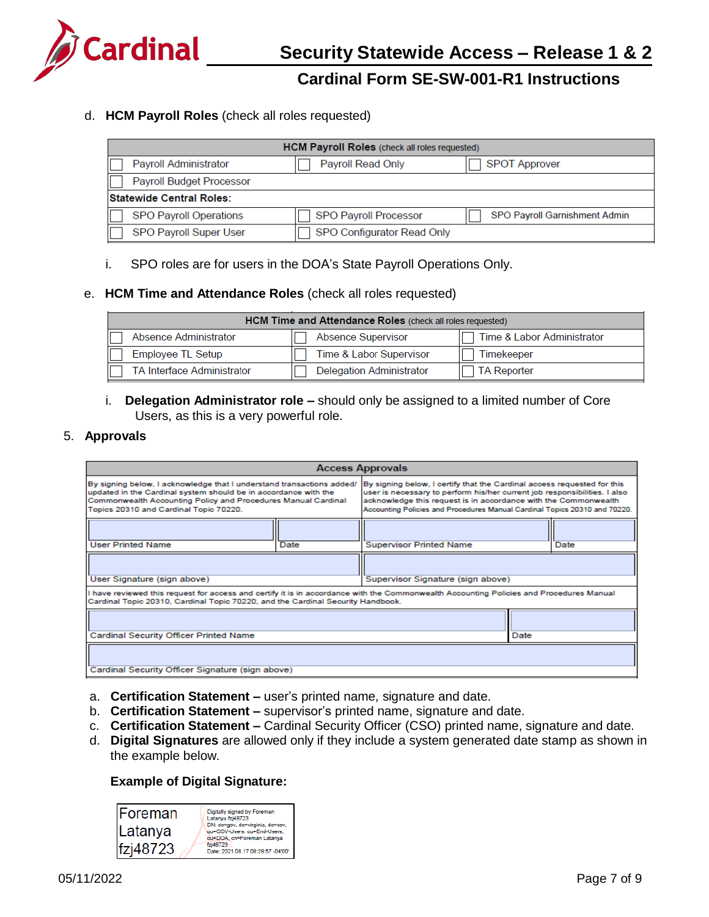d. **HCM Payroll Roles** (check all roles requested)

| **HCM Payroll Roles** (check all roles requested) | | |
|---|---|---|
| ☐ Payroll Administrator | ☐ Payroll Read Only | ☐ SPOT Approver |
| ☐ Payroll Budget Processor | | |
| **Statewide Central Roles:** | | |
| ☐ SPO Payroll Operations | ☐ SPO Payroll Processor | ☐ SPO Payroll Garnishment Admin |
| ☐ SPO Payroll Super User | ☐ SPO Configurator Read Only | |

i. SPO roles are for users in the DOA's State Payroll Operations Only.

e. **HCM Time and Attendance Roles** (check all roles requested)

| **HCM Time and Attendance Roles** (check all roles requested) | | |
|---|---|---|
| ☐ Absence Administrator | ☐ Absence Supervisor | ☐ Time & Labor Administrator |
| ☐ Employee TL Setup | ☐ Time & Labor Supervisor | ☐ Timekeeper |
| ☐ TA Interface Administrator | ☐ Delegation Administrator | ☐ TA Reporter |

i. **Delegation Administrator role –** should only be assigned to a limited number of Core Users, as this is a very powerful role.

5. **Approvals**

| **Access Approvals** | | | |
|---|---|---|---|
| By signing below, I acknowledge that I understand transactions added/ updated in the Cardinal system should be in accordance with the Commonwealth Accounting Policy and Procedures Manual Cardinal Topics 20310 and Cardinal Topic 70220. | | By signing below, I certify that the Cardinal access requested for this user is necessary to perform his/her current job responsibilities. I also acknowledge this request is in accordance with the Commonwealth Accounting Policies and Procedures Manual Cardinal Topics 20310 and 70220. | |
| User Printed Name | Date | Supervisor Printed Name | Date |
| User Signature (sign above) | | Supervisor Signature (sign above) | |
| I have reviewed this request for access and certify it is in accordance with the Commonwealth Accounting Policies and Procedures Manual Cardinal Topic 20310, Cardinal Topic 70220, and the Cardinal Security Handbook. | | | |
| Cardinal Security Officer Printed Name | | | Date |
| Cardinal Security Officer Signature (sign above) | | | |

a. **Certification Statement –** user's printed name, signature and date.
b. **Certification Statement –** supervisor's printed name, signature and date.
c. **Certification Statement –** Cardinal Security Officer (CSO) printed name, signature and date.
d. **Digital Signatures** are allowed only if they include a system generated date stamp as shown in the example below.

**Example of Digital Signature:**

| Foreman Latanya fzj48723 | Digitally signed by Foreman Latanya fzj48723 DN: dc=gov, dc=virginia, dc=cov, ou=COV-Users, ou=End-Users, ou=DOA, cn=Foreman Latanya fzj48723 Date: 2021.08.17 08:28:57 -04'00' |
|---|---|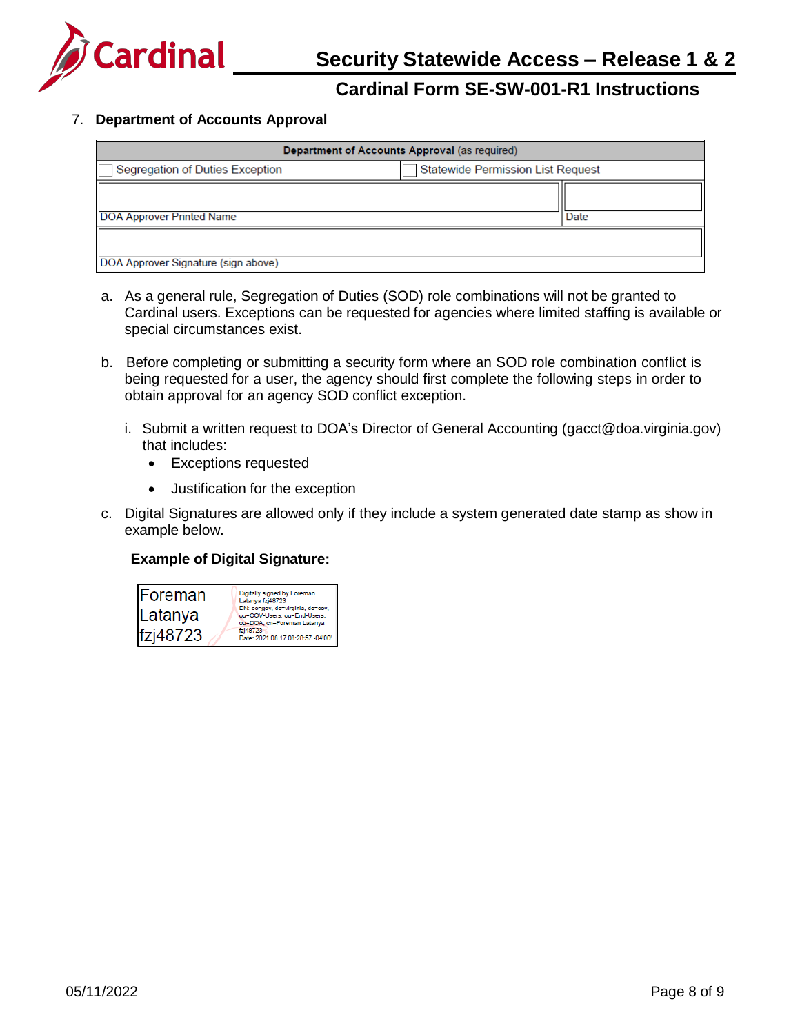7. **Department of Accounts Approval**

| **Department of Accounts Approval** (as required) | |
|---|---|
| ☐ Segregation of Duties Exception | ☐ Statewide Permission List Request |
| DOA Approver Printed Name | Date |
| DOA Approver Signature (sign above) | |

a. As a general rule, Segregation of Duties (SOD) role combinations will not be granted to Cardinal users. Exceptions can be requested for agencies where limited staffing is available or special circumstances exist.

b. Before completing or submitting a security form where an SOD role combination conflict is being requested for a user, the agency should first complete the following steps in order to obtain approval for an agency SOD conflict exception.

   i. Submit a written request to DOA's Director of General Accounting (gacct@doa.virginia.gov) that includes:
      - Exceptions requested
      - Justification for the exception

c. Digital Signatures are allowed only if they include a system generated date stamp as show in example below.

**Example of Digital Signature:**

| Foreman Latanya fzj48723 | Digitally signed by Foreman Latanya fzj48723 DN: dc=gov, dc=virginia, dc=cov, ou=COV-Users, ou=End-Users, ou=DOA, cn=Foreman Latanya fzj48723 Date: 2021.08.17 08:28:57 -04'00' |
|---|---|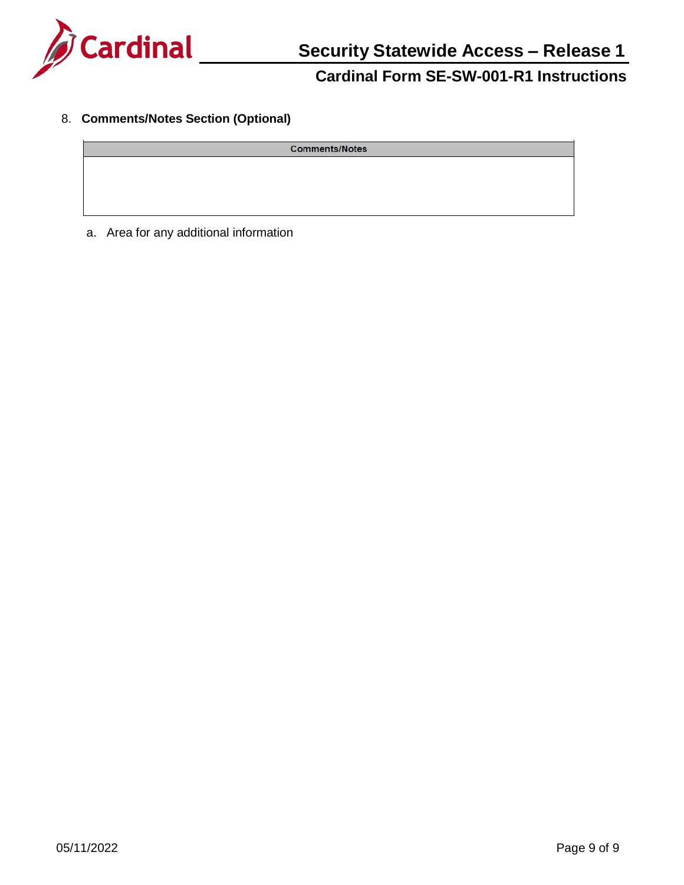8. **Comments/Notes Section (Optional)**

| Comments/Notes |
| --- |
| |

a. Area for any additional information